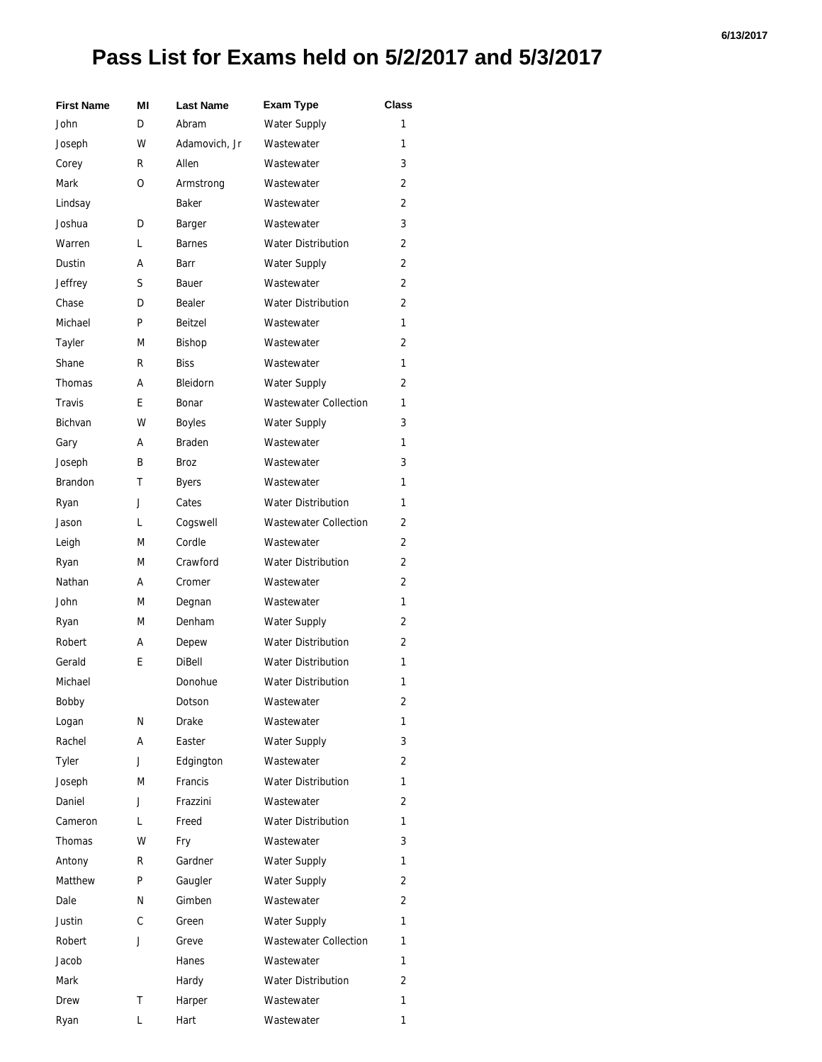# Pass List for Exams held on 5/2/2017 and 5/3/2017

| First Name | MI | Last Name | Exam Type | Class |
|---|---|---|---|---|
| John | D | Abram | Water Supply | 1 |
| Joseph | W | Adamovich, Jr | Wastewater | 1 |
| Corey | R | Allen | Wastewater | 3 |
| Mark | O | Armstrong | Wastewater | 2 |
| Lindsay | | Baker | Wastewater | 2 |
| Joshua | D | Barger | Wastewater | 3 |
| Warren | L | Barnes | Water Distribution | 2 |
| Dustin | A | Barr | Water Supply | 2 |
| Jeffrey | S | Bauer | Wastewater | 2 |
| Chase | D | Bealer | Water Distribution | 2 |
| Michael | P | Beitzel | Wastewater | 1 |
| Tayler | M | Bishop | Wastewater | 2 |
| Shane | R | Biss | Wastewater | 1 |
| Thomas | A | Bleidorn | Water Supply | 2 |
| Travis | E | Bonar | Wastewater Collection | 1 |
| Bichvan | W | Boyles | Water Supply | 3 |
| Gary | A | Braden | Wastewater | 1 |
| Joseph | B | Broz | Wastewater | 3 |
| Brandon | T | Byers | Wastewater | 1 |
| Ryan | J | Cates | Water Distribution | 1 |
| Jason | L | Cogswell | Wastewater Collection | 2 |
| Leigh | M | Cordle | Wastewater | 2 |
| Ryan | M | Crawford | Water Distribution | 2 |
| Nathan | A | Cromer | Wastewater | 2 |
| John | M | Degnan | Wastewater | 1 |
| Ryan | M | Denham | Water Supply | 2 |
| Robert | A | Depew | Water Distribution | 2 |
| Gerald | E | DiBell | Water Distribution | 1 |
| Michael | | Donohue | Water Distribution | 1 |
| Bobby | | Dotson | Wastewater | 2 |
| Logan | N | Drake | Wastewater | 1 |
| Rachel | A | Easter | Water Supply | 3 |
| Tyler | J | Edgington | Wastewater | 2 |
| Joseph | M | Francis | Water Distribution | 1 |
| Daniel | J | Frazzini | Wastewater | 2 |
| Cameron | L | Freed | Water Distribution | 1 |
| Thomas | W | Fry | Wastewater | 3 |
| Antony | R | Gardner | Water Supply | 1 |
| Matthew | P | Gaugler | Water Supply | 2 |
| Dale | N | Gimben | Wastewater | 2 |
| Justin | C | Green | Water Supply | 1 |
| Robert | J | Greve | Wastewater Collection | 1 |
| Jacob | | Hanes | Wastewater | 1 |
| Mark | | Hardy | Water Distribution | 2 |
| Drew | T | Harper | Wastewater | 1 |
| Ryan | L | Hart | Wastewater | 1 |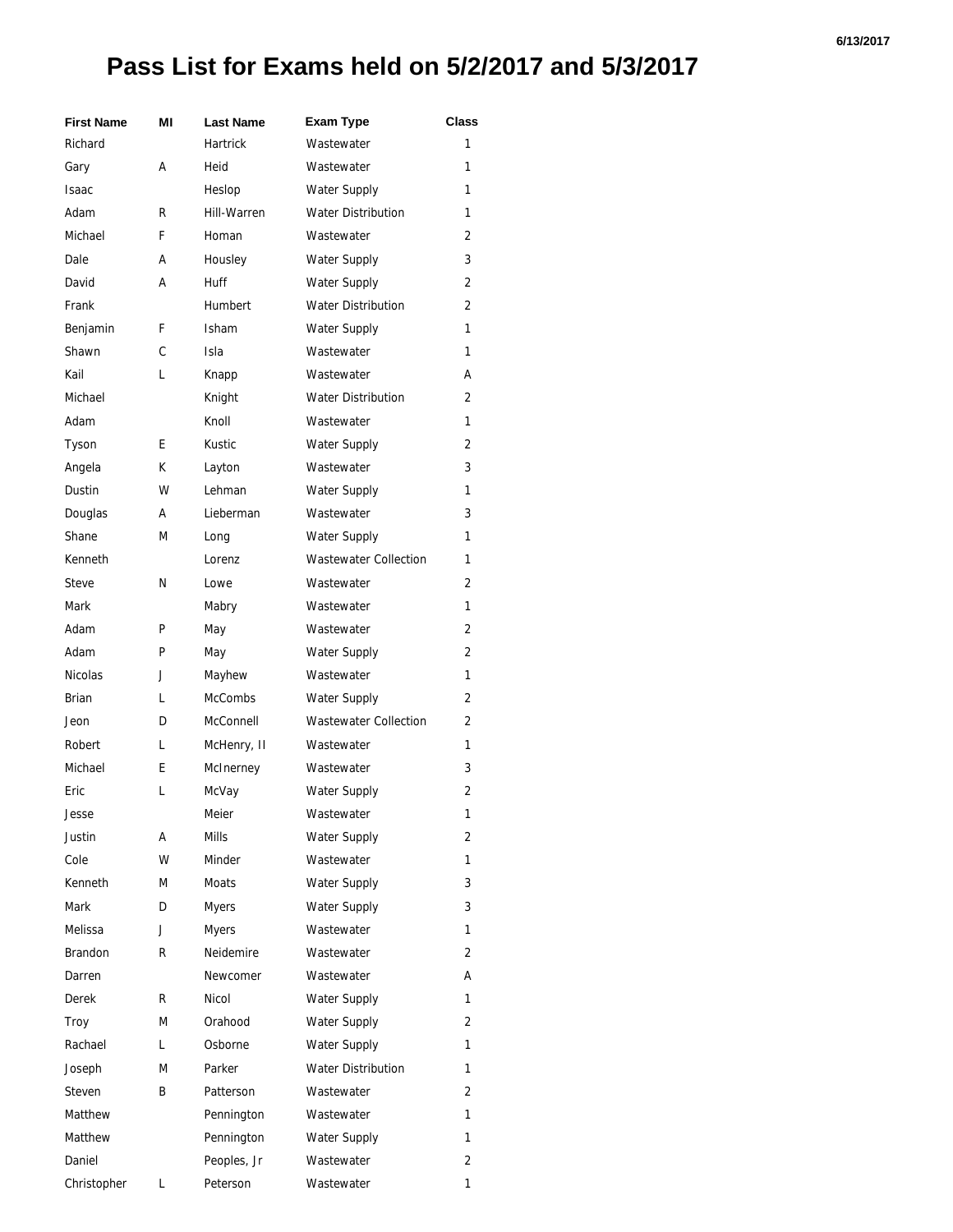# Pass List for Exams held on 5/2/2017 and 5/3/2017

| First Name | MI | Last Name | Exam Type | Class |
|---|---|---|---|---|
| Richard | | Hartrick | Wastewater | 1 |
| Gary | A | Heid | Wastewater | 1 |
| Isaac | | Heslop | Water Supply | 1 |
| Adam | R | Hill-Warren | Water Distribution | 1 |
| Michael | F | Homan | Wastewater | 2 |
| Dale | A | Housley | Water Supply | 3 |
| David | A | Huff | Water Supply | 2 |
| Frank | | Humbert | Water Distribution | 2 |
| Benjamin | F | Isham | Water Supply | 1 |
| Shawn | C | Isla | Wastewater | 1 |
| Kail | L | Knapp | Wastewater | A |
| Michael | | Knight | Water Distribution | 2 |
| Adam | | Knoll | Wastewater | 1 |
| Tyson | E | Kustic | Water Supply | 2 |
| Angela | K | Layton | Wastewater | 3 |
| Dustin | W | Lehman | Water Supply | 1 |
| Douglas | A | Lieberman | Wastewater | 3 |
| Shane | M | Long | Water Supply | 1 |
| Kenneth | | Lorenz | Wastewater Collection | 1 |
| Steve | N | Lowe | Wastewater | 2 |
| Mark | | Mabry | Wastewater | 1 |
| Adam | P | May | Wastewater | 2 |
| Adam | P | May | Water Supply | 2 |
| Nicolas | J | Mayhew | Wastewater | 1 |
| Brian | L | McCombs | Water Supply | 2 |
| Jeon | D | McConnell | Wastewater Collection | 2 |
| Robert | L | McHenry, II | Wastewater | 1 |
| Michael | E | McInerney | Wastewater | 3 |
| Eric | L | McVay | Water Supply | 2 |
| Jesse | | Meier | Wastewater | 1 |
| Justin | A | Mills | Water Supply | 2 |
| Cole | W | Minder | Wastewater | 1 |
| Kenneth | M | Moats | Water Supply | 3 |
| Mark | D | Myers | Water Supply | 3 |
| Melissa | J | Myers | Wastewater | 1 |
| Brandon | R | Neidemire | Wastewater | 2 |
| Darren | | Newcomer | Wastewater | A |
| Derek | R | Nicol | Water Supply | 1 |
| Troy | M | Orahood | Water Supply | 2 |
| Rachael | L | Osborne | Water Supply | 1 |
| Joseph | M | Parker | Water Distribution | 1 |
| Steven | B | Patterson | Wastewater | 2 |
| Matthew | | Pennington | Wastewater | 1 |
| Matthew | | Pennington | Water Supply | 1 |
| Daniel | | Peoples, Jr | Wastewater | 2 |
| Christopher | L | Peterson | Wastewater | 1 |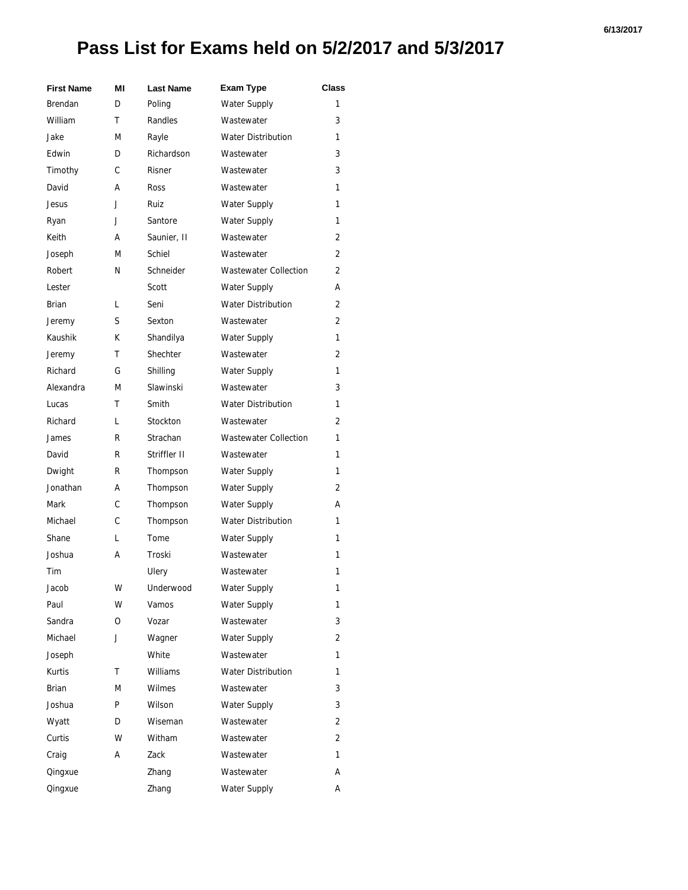# Pass List for Exams held on 5/2/2017 and 5/3/2017

| First Name | MI | Last Name | Exam Type | Class |
|---|---|---|---|---|
| Brendan | D | Poling | Water Supply | 1 |
| William | T | Randles | Wastewater | 3 |
| Jake | M | Rayle | Water Distribution | 1 |
| Edwin | D | Richardson | Wastewater | 3 |
| Timothy | C | Risner | Wastewater | 3 |
| David | A | Ross | Wastewater | 1 |
| Jesus | J | Ruiz | Water Supply | 1 |
| Ryan | J | Santore | Water Supply | 1 |
| Keith | A | Saunier, II | Wastewater | 2 |
| Joseph | M | Schiel | Wastewater | 2 |
| Robert | N | Schneider | Wastewater Collection | 2 |
| Lester | | Scott | Water Supply | A |
| Brian | L | Seni | Water Distribution | 2 |
| Jeremy | S | Sexton | Wastewater | 2 |
| Kaushik | K | Shandilya | Water Supply | 1 |
| Jeremy | T | Shechter | Wastewater | 2 |
| Richard | G | Shilling | Water Supply | 1 |
| Alexandra | M | Slawinski | Wastewater | 3 |
| Lucas | T | Smith | Water Distribution | 1 |
| Richard | L | Stockton | Wastewater | 2 |
| James | R | Strachan | Wastewater Collection | 1 |
| David | R | Striffler II | Wastewater | 1 |
| Dwight | R | Thompson | Water Supply | 1 |
| Jonathan | A | Thompson | Water Supply | 2 |
| Mark | C | Thompson | Water Supply | A |
| Michael | C | Thompson | Water Distribution | 1 |
| Shane | L | Tome | Water Supply | 1 |
| Joshua | A | Troski | Wastewater | 1 |
| Tim | | Ulery | Wastewater | 1 |
| Jacob | W | Underwood | Water Supply | 1 |
| Paul | W | Vamos | Water Supply | 1 |
| Sandra | O | Vozar | Wastewater | 3 |
| Michael | J | Wagner | Water Supply | 2 |
| Joseph | | White | Wastewater | 1 |
| Kurtis | T | Williams | Water Distribution | 1 |
| Brian | M | Wilmes | Wastewater | 3 |
| Joshua | P | Wilson | Water Supply | 3 |
| Wyatt | D | Wiseman | Wastewater | 2 |
| Curtis | W | Witham | Wastewater | 2 |
| Craig | A | Zack | Wastewater | 1 |
| Qingxue | | Zhang | Wastewater | A |
| Qingxue | | Zhang | Water Supply | A |